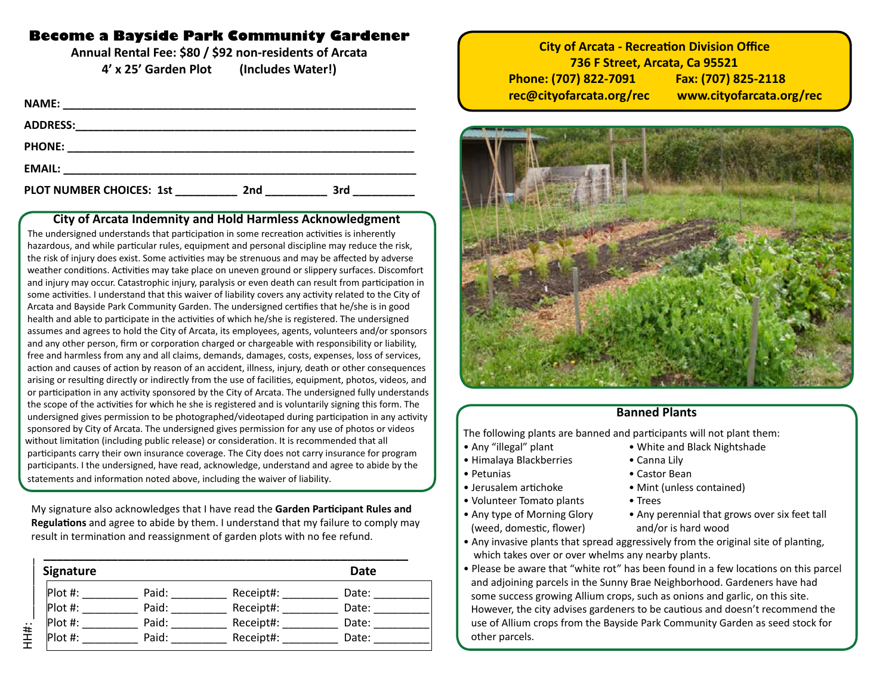# Become a Bayside Park Community Gardener

**Annual Rental Fee: $80 / $92 non-residents of Arcata**

**4' x 25' Garden Plot (Includes Water!)**

**NAME:** ______________________________________________

**ADDRESS:** ______________________________________________

**PHONE:** ______________________________________________

**EMAIL:** ______________________________________________

**PLOT NUMBER CHOICES: 1st** _________ **2nd** _________ **3rd** _________

## City of Arcata Indemnity and Hold Harmless Acknowledgment

The undersigned understands that participation in some recreation activities is inherently hazardous, and while particular rules, equipment and personal discipline may reduce the risk, the risk of injury does exist. Some activities may be strenuous and may be affected by adverse weather conditions. Activities may take place on uneven ground or slippery surfaces. Discomfort and injury may occur. Catastrophic injury, paralysis or even death can result from participation in some activities. I understand that this waiver of liability covers any activity related to the City of Arcata and Bayside Park Community Garden. The undersigned certifies that he/she is in good health and able to participate in the activities of which he/she is registered. The undersigned assumes and agrees to hold the City of Arcata, its employees, agents, volunteers and/or sponsors and any other person, firm or corporation charged or chargeable with responsibility or liability, free and harmless from any and all claims, demands, damages, costs, expenses, loss of services, action and causes of action by reason of an accident, illness, injury, death or other consequences arising or resulting directly or indirectly from the use of facilities, equipment, photos, videos, and or participation in any activity sponsored by the City of Arcata. The undersigned fully understands the scope of the activities for which he she is registered and is voluntarily signing this form. The undersigned gives permission to be photographed/videotaped during participation in any activity sponsored by City of Arcata. The undersigned gives permission for any use of photos or videos without limitation (including public release) or consideration. It is recommended that all participants carry their own insurance coverage. The City does not carry insurance for program participants. I the undersigned, have read, acknowledge, understand and agree to abide by the statements and information noted above, including the waiver of liability.

My signature also acknowledges that I have read the **Garden Participant Rules and Regulations** and agree to abide by them. I understand that my failure to comply may result in termination and reassignment of garden plots with no fee refund.

______________________________________________

**Signature** **Date**

HH#: ________

| Plot #: ________ | Paid: ________ | Receipt#: ________ | Date: ________ |
|---|---|---|---|
| Plot #: ________ | Paid: ________ | Receipt#: ________ | Date: ________ |
| Plot #: ________ | Paid: ________ | Receipt#: ________ | Date: ________ |
| Plot #: ________ | Paid: ________ | Receipt#: ________ | Date: ________ |

**City of Arcata - Recreation Division Office**
**736 F Street, Arcata, Ca 95521**
**Phone: (707) 822-7091** **Fax: (707) 825-2118**
**rec@cityofarcata.org/rec** **www.cityofarcata.org/rec**

## Banned Plants

The following plants are banned and participants will not plant them:

- Any "illegal" plant
- Himalaya Blackberries
- Petunias
- Jerusalem artichoke
- Volunteer Tomato plants
- Any type of Morning Glory (weed, domestic, flower)
- White and Black Nightshade
- Canna Lily
- Castor Bean
- Mint (unless contained)
- Trees
- Any perennial that grows over six feet tall and/or is hard wood
- Any invasive plants that spread aggressively from the original site of planting, which takes over or over whelms any nearby plants.
- Please be aware that "white rot" has been found in a few locations on this parcel and adjoining parcels in the Sunny Brae Neighborhood. Gardeners have had some success growing Allium crops, such as onions and garlic, on this site. However, the city advises gardeners to be cautious and doesn't recommend the use of Allium crops from the Bayside Park Community Garden as seed stock for other parcels.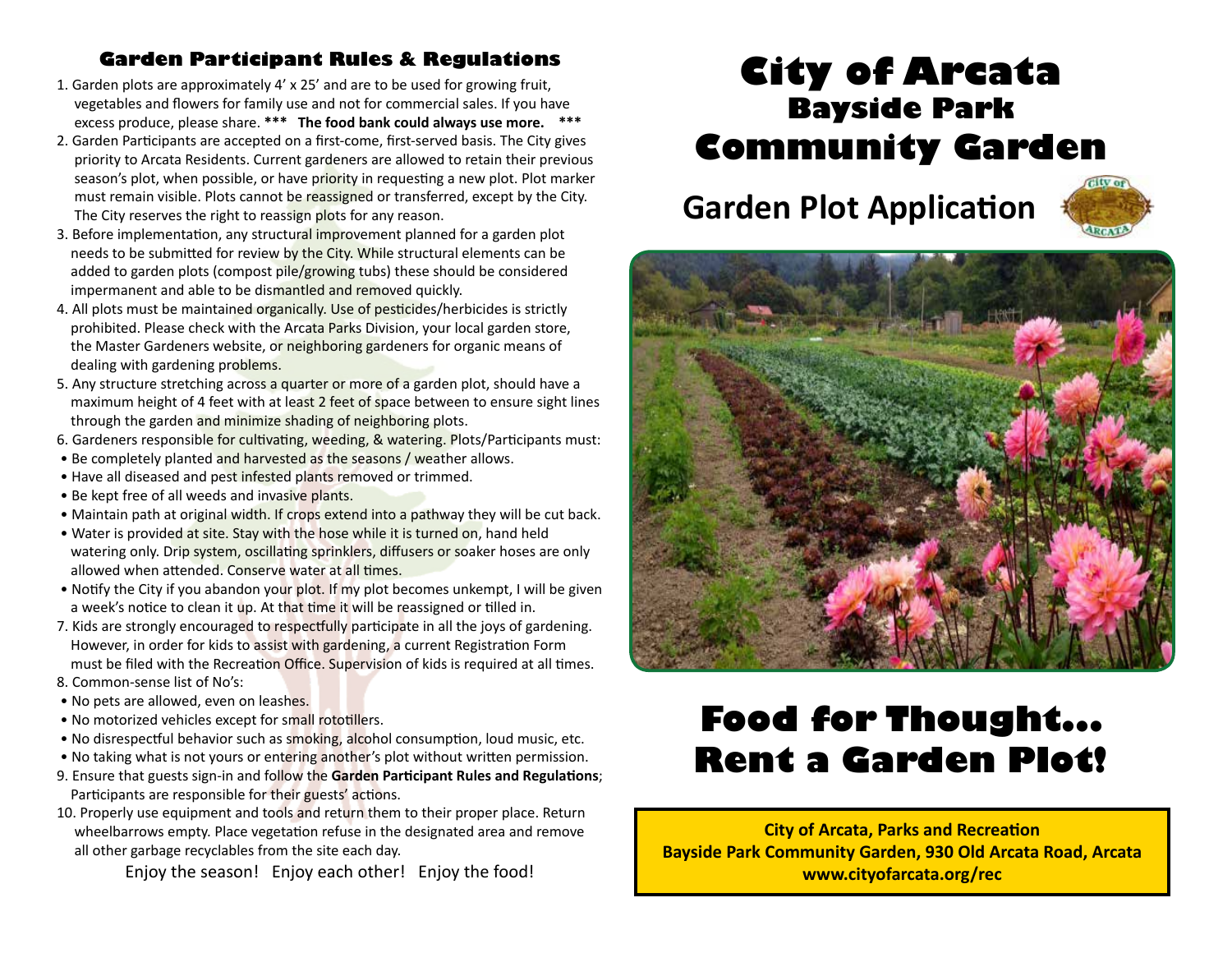## Garden Participant Rules & Regulations

1. Garden plots are approximately 4' x 25' and are to be used for growing fruit, vegetables and flowers for family use and not for commercial sales. If you have excess produce, please share. **\*\*\* The food bank could always use more. \*\*\***
2. Garden Participants are accepted on a first-come, first-served basis. The City gives priority to Arcata Residents. Current gardeners are allowed to retain their previous season's plot, when possible, or have priority in requesting a new plot. Plot marker must remain visible. Plots cannot be reassigned or transferred, except by the City. The City reserves the right to reassign plots for any reason.
3. Before implementation, any structural improvement planned for a garden plot needs to be submitted for review by the City. While structural elements can be added to garden plots (compost pile/growing tubs) these should be considered impermanent and able to be dismantled and removed quickly.
4. All plots must be maintained organically. Use of pesticides/herbicides is strictly prohibited. Please check with the Arcata Parks Division, your local garden store, the Master Gardeners website, or neighboring gardeners for organic means of dealing with gardening problems.
5. Any structure stretching across a quarter or more of a garden plot, should have a maximum height of 4 feet with at least 2 feet of space between to ensure sight lines through the garden and minimize shading of neighboring plots.
6. Gardeners responsible for cultivating, weeding, & watering. Plots/Participants must:
   - Be completely planted and harvested as the seasons / weather allows.
   - Have all diseased and pest infested plants removed or trimmed.
   - Be kept free of all weeds and invasive plants.
   - Maintain path at original width. If crops extend into a pathway they will be cut back.
   - Water is provided at site. Stay with the hose while it is turned on, hand held watering only. Drip system, oscillating sprinklers, diffusers or soaker hoses are only allowed when attended. Conserve water at all times.
   - Notify the City if you abandon your plot. If my plot becomes unkempt, I will be given a week's notice to clean it up. At that time it will be reassigned or tilled in.
7. Kids are strongly encouraged to respectfully participate in all the joys of gardening. However, in order for kids to assist with gardening, a current Registration Form must be filed with the Recreation Office. Supervision of kids is required at all times.
8. Common-sense list of No's:
   - No pets are allowed, even on leashes.
   - No motorized vehicles except for small rototillers.
   - No disrespectful behavior such as smoking, alcohol consumption, loud music, etc.
   - No taking what is not yours or entering another's plot without written permission.
9. Ensure that guests sign-in and follow the **Garden Participant Rules and Regulations**; Participants are responsible for their guests' actions.
10. Properly use equipment and tools and return them to their proper place. Return wheelbarrows empty. Place vegetation refuse in the designated area and remove all other garbage recyclables from the site each day.

Enjoy the season! Enjoy each other! Enjoy the food!

# City of Arcata
## Bayside Park
# Community Garden

## Garden Plot Application

# Food for Thought... Rent a Garden Plot!

**City of Arcata, Parks and Recreation**
**Bayside Park Community Garden, 930 Old Arcata Road, Arcata**
**www.cityofarcata.org/rec**